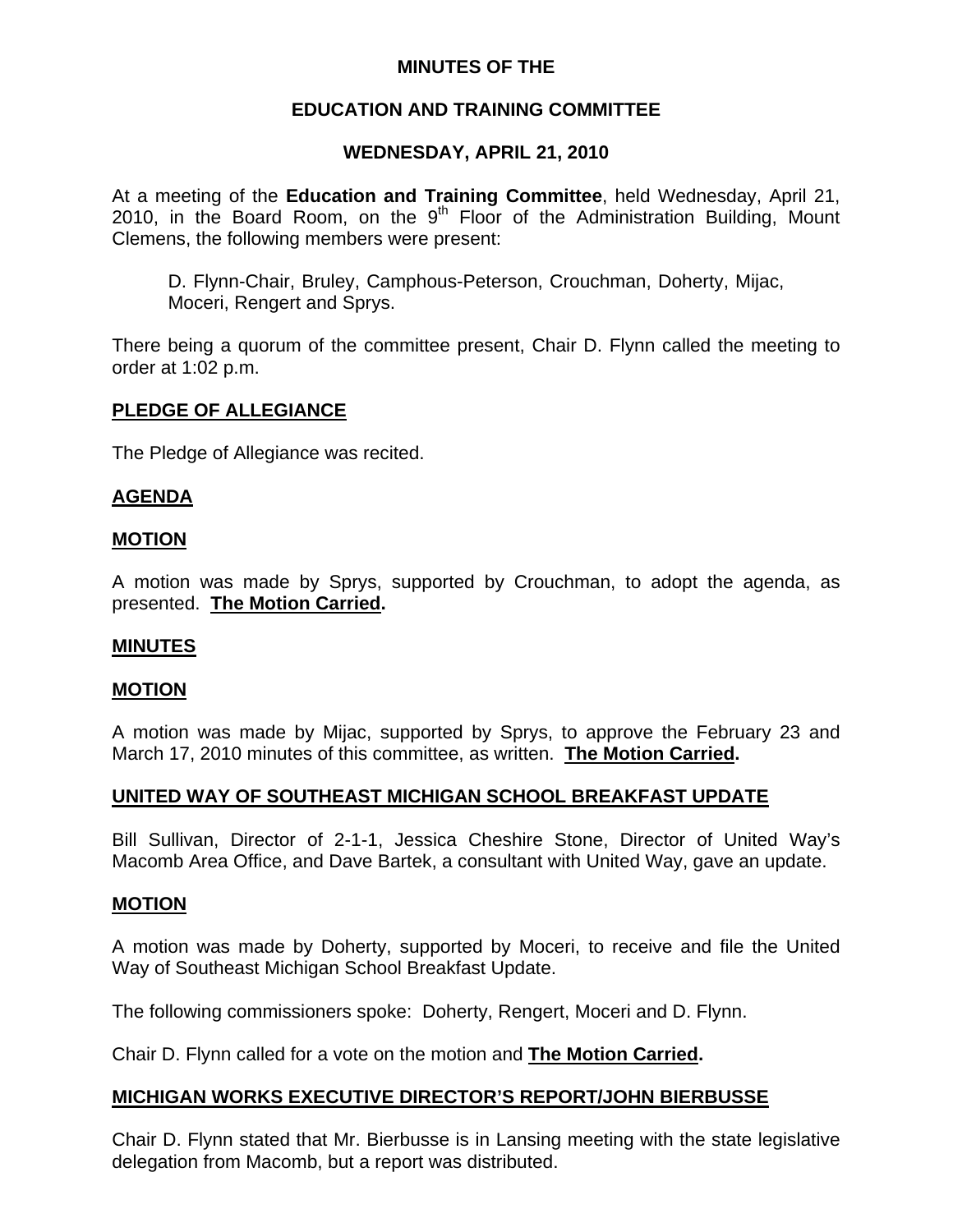# MINUTES OF THE

## EDUCATION AND TRAINING COMMITTEE

## WEDNESDAY, APRIL 21, 2010

At a meeting of the **Education and Training Committee**, held Wednesday, April 21, 2010, in the Board Room, on the 9th Floor of the Administration Building, Mount Clemens, the following members were present:

D. Flynn-Chair, Bruley, Camphous-Peterson, Crouchman, Doherty, Mijac, Moceri, Rengert and Sprys.

There being a quorum of the committee present, Chair D. Flynn called the meeting to order at 1:02 p.m.

**PLEDGE OF ALLEGIANCE**

The Pledge of Allegiance was recited.

**AGENDA**

**MOTION**

A motion was made by Sprys, supported by Crouchman, to adopt the agenda, as presented. **The Motion Carried.**

**MINUTES**

**MOTION**

A motion was made by Mijac, supported by Sprys, to approve the February 23 and March 17, 2010 minutes of this committee, as written. **The Motion Carried.**

**UNITED WAY OF SOUTHEAST MICHIGAN SCHOOL BREAKFAST UPDATE**

Bill Sullivan, Director of 2-1-1, Jessica Cheshire Stone, Director of United Way's Macomb Area Office, and Dave Bartek, a consultant with United Way, gave an update.

**MOTION**

A motion was made by Doherty, supported by Moceri, to receive and file the United Way of Southeast Michigan School Breakfast Update.

The following commissioners spoke: Doherty, Rengert, Moceri and D. Flynn.

Chair D. Flynn called for a vote on the motion and **The Motion Carried.**

**MICHIGAN WORKS EXECUTIVE DIRECTOR'S REPORT/JOHN BIERBUSSE**

Chair D. Flynn stated that Mr. Bierbusse is in Lansing meeting with the state legislative delegation from Macomb, but a report was distributed.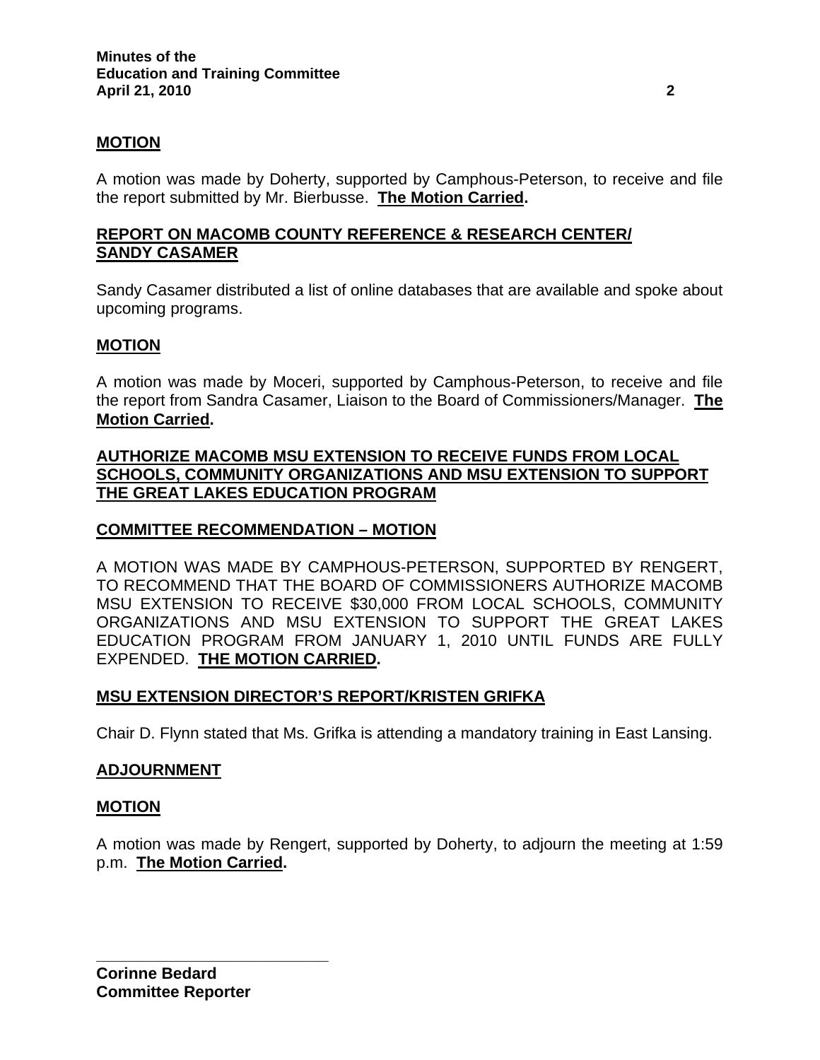**MOTION**

A motion was made by Doherty, supported by Camphous-Peterson, to receive and file the report submitted by Mr. Bierbusse. **The Motion Carried.**

**REPORT ON MACOMB COUNTY REFERENCE & RESEARCH CENTER/ SANDY CASAMER**

Sandy Casamer distributed a list of online databases that are available and spoke about upcoming programs.

**MOTION**

A motion was made by Moceri, supported by Camphous-Peterson, to receive and file the report from Sandra Casamer, Liaison to the Board of Commissioners/Manager. **The Motion Carried.**

**AUTHORIZE MACOMB MSU EXTENSION TO RECEIVE FUNDS FROM LOCAL SCHOOLS, COMMUNITY ORGANIZATIONS AND MSU EXTENSION TO SUPPORT THE GREAT LAKES EDUCATION PROGRAM**

**COMMITTEE RECOMMENDATION – MOTION**

A MOTION WAS MADE BY CAMPHOUS-PETERSON, SUPPORTED BY RENGERT, TO RECOMMEND THAT THE BOARD OF COMMISSIONERS AUTHORIZE MACOMB MSU EXTENSION TO RECEIVE $30,000 FROM LOCAL SCHOOLS, COMMUNITY ORGANIZATIONS AND MSU EXTENSION TO SUPPORT THE GREAT LAKES EDUCATION PROGRAM FROM JANUARY 1, 2010 UNTIL FUNDS ARE FULLY EXPENDED. **THE MOTION CARRIED.**

**MSU EXTENSION DIRECTOR'S REPORT/KRISTEN GRIFKA**

Chair D. Flynn stated that Ms. Grifka is attending a mandatory training in East Lansing.

**ADJOURNMENT**

**MOTION**

A motion was made by Rengert, supported by Doherty, to adjourn the meeting at 1:59 p.m. **The Motion Carried.**

\_\_\_\_\_\_\_\_\_\_\_\_\_\_\_\_\_\_\_\_\_\_\_\_\_\_\_\_

**Corinne Bedard**
**Committee Reporter**